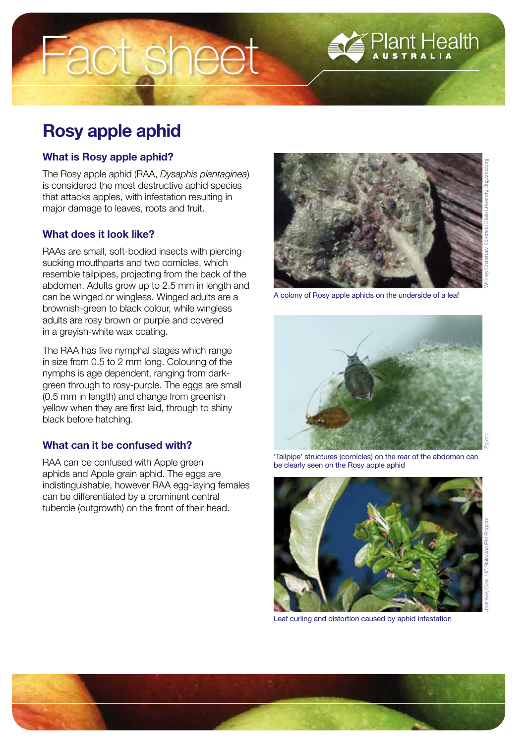# Rosy apple aphid

## What is Rosy apple aphid?

The Rosy apple aphid (RAA, *Dysaphis plantaginea*) is considered the most destructive aphid species that attacks apples, with infestation resulting in major damage to leaves, roots and fruit.

## What does it look like?

RAAs are small, soft-bodied insects with piercing-sucking mouthparts and two cornicles, which resemble tailpipes, projecting from the back of the abdomen. Adults grow up to 2.5 mm in length and can be winged or wingless. Winged adults are a brownish-green to black colour, while wingless adults are rosy brown or purple and covered in a greyish-white wax coating.

The RAA has five nymphal stages which range in size from 0.5 to 2 mm long. Colouring of the nymphs is age dependent, ranging from dark-green through to rosy-purple. The eggs are small (0.5 mm in length) and change from greenish-yellow when they are first laid, through to shiny black before hatching.

## What can it be confused with?

RAA can be confused with Apple green aphids and Apple grain aphid. The eggs are indistinguishable, however RAA egg-laying females can be differentiated by a prominent central tubercle (outgrowth) on the front of their head.

A colony of Rosy apple aphids on the underside of a leaf

Whitney Cranshaw, Colorado State University, Bugwood.org

'Tailpipe' structures (cornicles) on the rear of the abdomen can be clearly seen on the Rosy apple aphid

Zapote

Leaf curling and distortion caused by aphid infestation

Jack Kelly Clark, UC Statewide IPM Program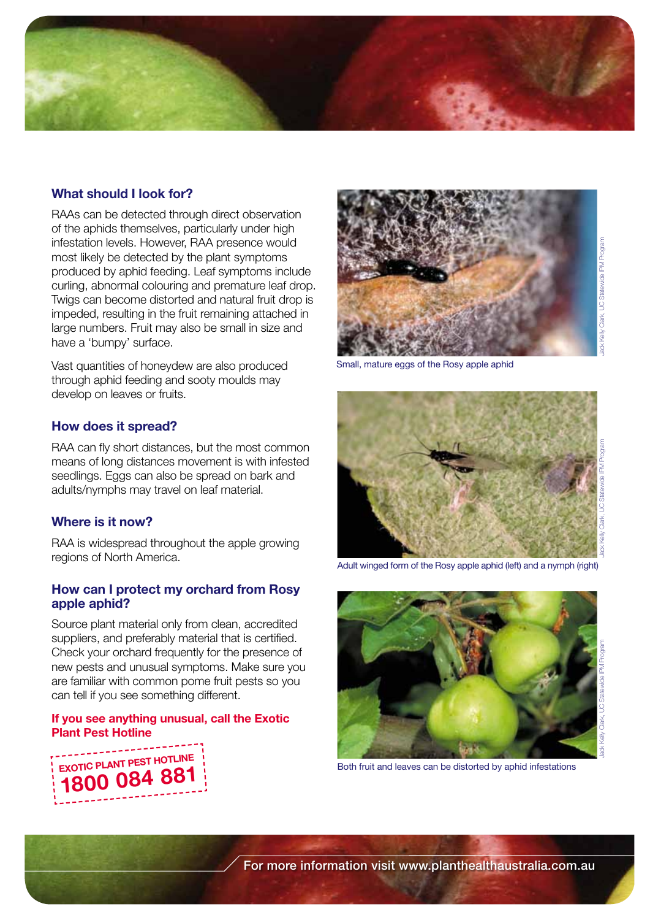## What should I look for?

RAAs can be detected through direct observation of the aphids themselves, particularly under high infestation levels. However, RAA presence would most likely be detected by the plant symptoms produced by aphid feeding. Leaf symptoms include curling, abnormal colouring and premature leaf drop. Twigs can become distorted and natural fruit drop is impeded, resulting in the fruit remaining attached in large numbers. Fruit may also be small in size and have a 'bumpy' surface.

Vast quantities of honeydew are also produced through aphid feeding and sooty moulds may develop on leaves or fruits.

## How does it spread?

RAA can fly short distances, but the most common means of long distances movement is with infested seedlings. Eggs can also be spread on bark and adults/nymphs may travel on leaf material.

## Where is it now?

RAA is widespread throughout the apple growing regions of North America.

## How can I protect my orchard from Rosy apple aphid?

Source plant material only from clean, accredited suppliers, and preferably material that is certified. Check your orchard frequently for the presence of new pests and unusual symptoms. Make sure you are familiar with common pome fruit pests so you can tell if you see something different.

**If you see anything unusual, call the Exotic Plant Pest Hotline**

**EXOTIC PLANT PEST HOTLINE**
**1800 084 881**

Small, mature eggs of the Rosy apple aphid

Jack Kelly Clark, UC Statewide IPM Program

Adult winged form of the Rosy apple aphid (left) and a nymph (right)

Jack Kelly Clark, UC Statewide IPM Program

Both fruit and leaves can be distorted by aphid infestations

Jack Kelly Clark, UC Statewide IPM Program

For more information visit www.planthealthaustralia.com.au